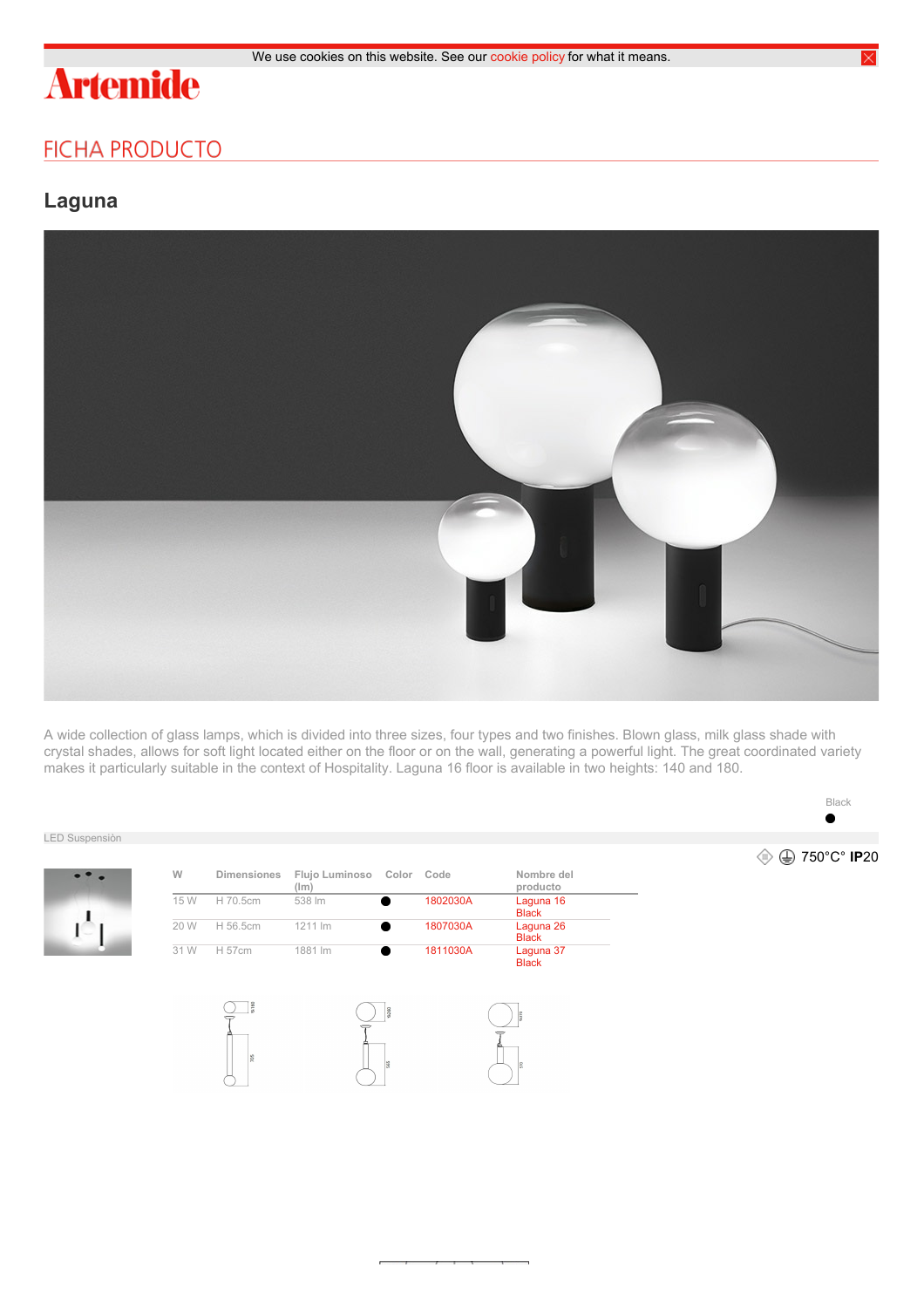We use cookies on this website. See our cookie policy for what it means.

Artemide

## FICHA PRODUCTO

# Laguna

A wide collection of glass lamps, which is divided into three sizes, four types and two finishes. Blown glass, milk glass shade with crystal shades, allows for soft light located either on the floor or on the wall, generating a powerful light. The great coordinated variety makes it particularly suitable in the context of Hospitality. Laguna 16 floor is available in two heights: 140 and 180.

Black
●

LED Suspensión

750°C° **IP**20

| W | Dimensiones | Flujo Luminoso (lm) | Color | Code | Nombre del producto |
|---|---|---|---|---|---|
| 15 W | H 70.5cm | 538 lm | ● | 1802030A | Laguna 16 Black |
| 20 W | H 56.5cm | 1211 lm | ● | 1807030A | Laguna 26 Black |
| 31 W | H 57cm | 1881 lm | ● | 1811030A | Laguna 37 Black |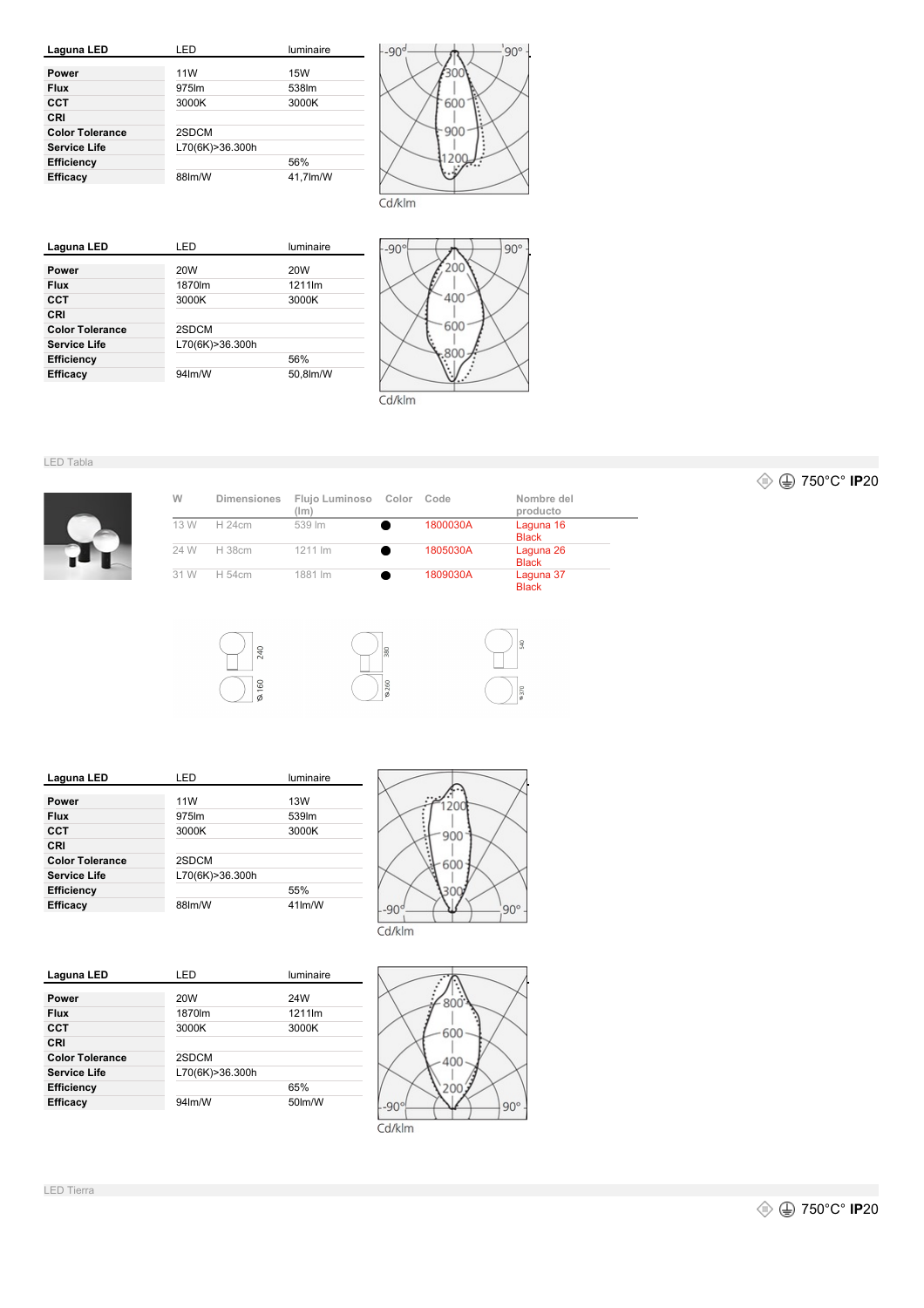| Laguna LED | LED | luminaire |
|---|---|---|
| **Power** | 11W | 15W |
| **Flux** | 975lm | 538lm |
| **CCT** | 3000K | 3000K |
| **CRI** | | |
| **Color Tolerance** | 2SDCM | |
| **Service Life** | L70(6K)>36.300h | |
| **Efficiency** | | 56% |
| **Efficacy** | 88lm/W | 41,7lm/W |

Cd/klm

| Laguna LED | LED | luminaire |
|---|---|---|
| **Power** | 20W | 20W |
| **Flux** | 1870lm | 1211lm |
| **CCT** | 3000K | 3000K |
| **CRI** | | |
| **Color Tolerance** | 2SDCM | |
| **Service Life** | L70(6K)>36.300h | |
| **Efficiency** | | 56% |
| **Efficacy** | 94lm/W | 50,8lm/W |

Cd/klm

LED Tabla

750°C° **IP**20

| W | Dimensiones | Flujo Luminoso (lm) | Color | Code | Nombre del producto |
|---|---|---|---|---|---|
| 13 W | H 24cm | 539 lm | ● | 1800030A | Laguna 16 Black |
| 24 W | H 38cm | 1211 lm | ● | 1805030A | Laguna 26 Black |
| 31 W | H 54cm | 1881 lm | ● | 1809030A | Laguna 37 Black |

| Laguna LED | LED | luminaire |
|---|---|---|
| **Power** | 11W | 13W |
| **Flux** | 975lm | 539lm |
| **CCT** | 3000K | 3000K |
| **CRI** | | |
| **Color Tolerance** | 2SDCM | |
| **Service Life** | L70(6K)>36.300h | |
| **Efficiency** | | 55% |
| **Efficacy** | 88lm/W | 41lm/W |

Cd/klm

| Laguna LED | LED | luminaire |
|---|---|---|
| **Power** | 20W | 24W |
| **Flux** | 1870lm | 1211lm |
| **CCT** | 3000K | 3000K |
| **CRI** | | |
| **Color Tolerance** | 2SDCM | |
| **Service Life** | L70(6K)>36.300h | |
| **Efficiency** | | 65% |
| **Efficacy** | 94lm/W | 50lm/W |

Cd/klm

LED Tierra

750°C° **IP**20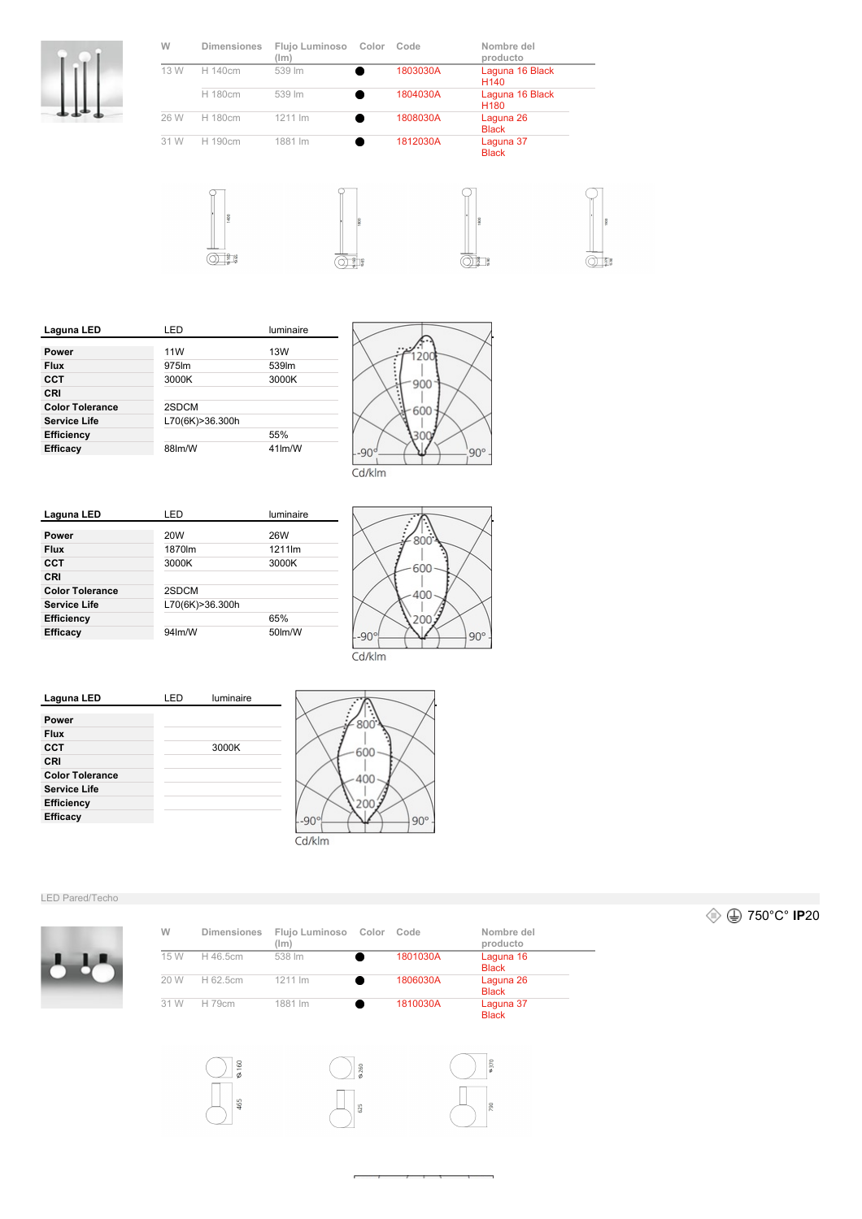| W | Dimensiones | Flujo Luminoso (lm) | Color | Code | Nombre del producto |
|---|---|---|---|---|---|
| 13 W | H 140cm | 539 lm | ● | 1803030A | Laguna 16 Black H140 |
| | H 180cm | 539 lm | ● | 1804030A | Laguna 16 Black H180 |
| 26 W | H 180cm | 1211 lm | ● | 1808030A | Laguna 26 Black |
| 31 W | H 190cm | 1881 lm | ● | 1812030A | Laguna 37 Black |

| Laguna LED | LED | luminaire |
|---|---|---|
| Power | 11W | 13W |
| Flux | 975lm | 539lm |
| CCT | 3000K | 3000K |
| CRI | | |
| Color Tolerance | 2SDCM | |
| Service Life | L70(6K)>36.300h | |
| Efficiency | | 55% |
| Efficacy | 88lm/W | 41lm/W |

Cd/klm

| Laguna LED | LED | luminaire |
|---|---|---|
| Power | 20W | 26W |
| Flux | 1870lm | 1211lm |
| CCT | 3000K | 3000K |
| CRI | | |
| Color Tolerance | 2SDCM | |
| Service Life | L70(6K)>36.300h | |
| Efficiency | | 65% |
| Efficacy | 94lm/W | 50lm/W |

Cd/klm

| Laguna LED | LED | luminaire |
|---|---|---|
| Power | | |
| Flux | | |
| CCT | | 3000K |
| CRI | | |
| Color Tolerance | | |
| Service Life | | |
| Efficiency | | |
| Efficacy | | |

Cd/klm

LED Pared/Techo

750°C° **IP**20

| W | Dimensiones | Flujo Luminoso (lm) | Color | Code | Nombre del producto |
|---|---|---|---|---|---|
| 15 W | H 46.5cm | 538 lm | ● | 1801030A | Laguna 16 Black |
| 20 W | H 62.5cm | 1211 lm | ● | 1806030A | Laguna 26 Black |
| 31 W | H 79cm | 1881 lm | ● | 1810030A | Laguna 37 Black |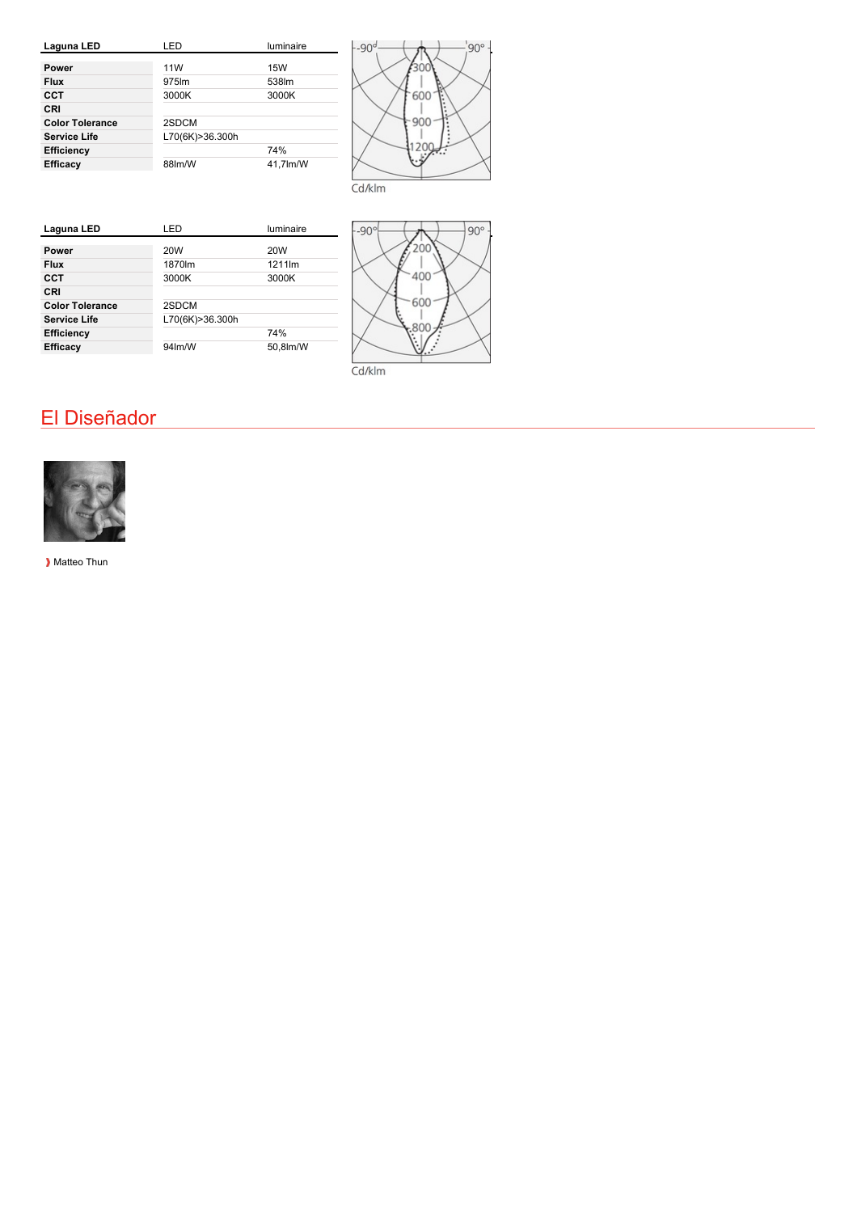| Laguna LED | LED | luminaire |
|---|---|---|
| **Power** | 11W | 15W |
| **Flux** | 975lm | 538lm |
| **CCT** | 3000K | 3000K |
| **CRI** | | |
| **Color Tolerance** | 2SDCM | |
| **Service Life** | L70(6K)>36.300h | |
| **Efficiency** | | 74% |
| **Efficacy** | 88lm/W | 41,7lm/W |

-90°
90°
300
600
900
1200
Cd/klm

| Laguna LED | LED | luminaire |
|---|---|---|
| **Power** | 20W | 20W |
| **Flux** | 1870lm | 1211lm |
| **CCT** | 3000K | 3000K |
| **CRI** | | |
| **Color Tolerance** | 2SDCM | |
| **Service Life** | L70(6K)>36.300h | |
| **Efficiency** | | 74% |
| **Efficacy** | 94lm/W | 50,8lm/W |

-90°
90°
200
400
600
800
Cd/klm

## El Diseñador

Matteo Thun